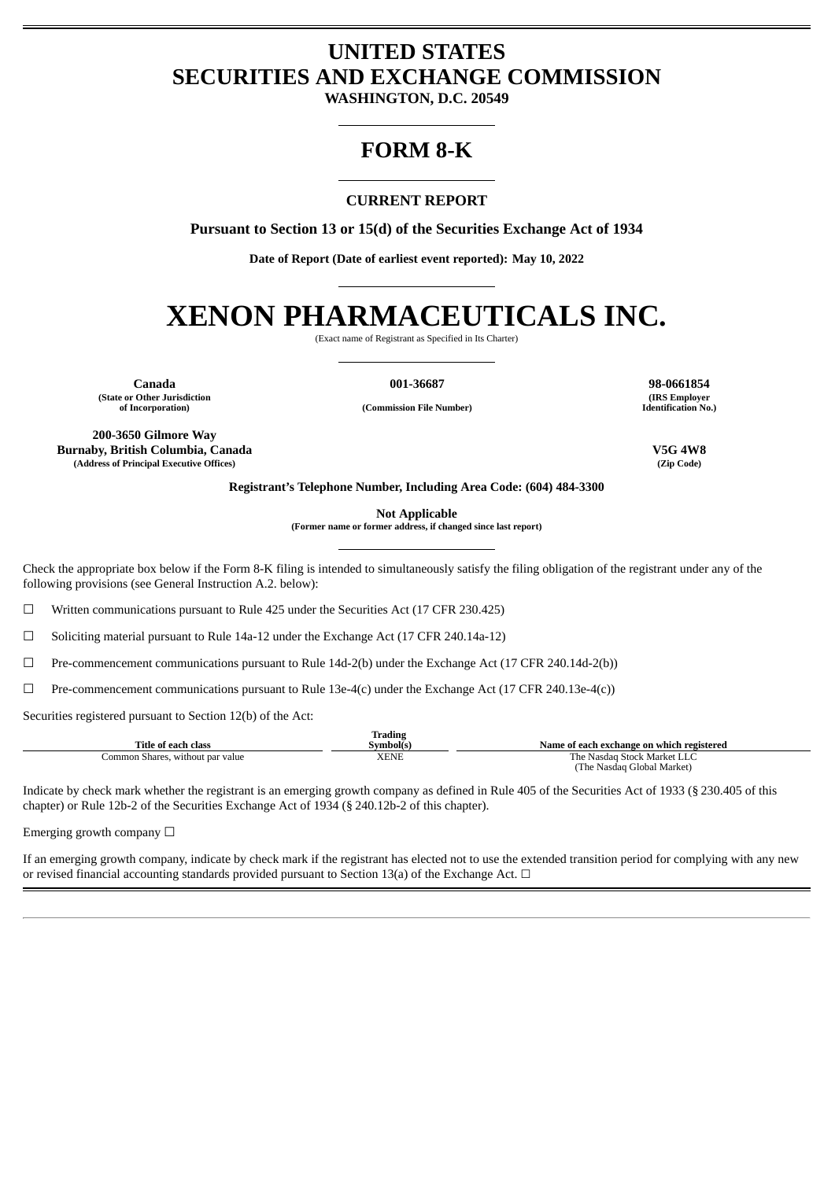# UNITED STATES
# SECURITIES AND EXCHANGE COMMISSION

**WASHINGTON, D.C. 20549**

## FORM 8-K

### CURRENT REPORT

**Pursuant to Section 13 or 15(d) of the Securities Exchange Act of 1934**

**Date of Report (Date of earliest event reported): May 10, 2022**

# XENON PHARMACEUTICALS INC.

(Exact name of Registrant as Specified in Its Charter)

| Canada | 001-36687 | 98-0661854 |
|---|---|---|
| (State or Other Jurisdiction of Incorporation) | (Commission File Number) | (IRS Employer Identification No.) |

| 200-3650 Gilmore Way Burnaby, British Columbia, Canada | V5G 4W8 |
|---|---|
| (Address of Principal Executive Offices) | (Zip Code) |

**Registrant's Telephone Number, Including Area Code: (604) 484-3300**

**Not Applicable**
**(Former name or former address, if changed since last report)**

Check the appropriate box below if the Form 8-K filing is intended to simultaneously satisfy the filing obligation of the registrant under any of the following provisions (see General Instruction A.2. below):

☐ Written communications pursuant to Rule 425 under the Securities Act (17 CFR 230.425)

☐ Soliciting material pursuant to Rule 14a-12 under the Exchange Act (17 CFR 240.14a-12)

☐ Pre-commencement communications pursuant to Rule 14d-2(b) under the Exchange Act (17 CFR 240.14d-2(b))

☐ Pre-commencement communications pursuant to Rule 13e-4(c) under the Exchange Act (17 CFR 240.13e-4(c))

Securities registered pursuant to Section 12(b) of the Act:

| Title of each class | Trading Symbol(s) | Name of each exchange on which registered |
|---|---|---|
| Common Shares, without par value | XENE | The Nasdaq Stock Market LLC (The Nasdaq Global Market) |

Indicate by check mark whether the registrant is an emerging growth company as defined in Rule 405 of the Securities Act of 1933 (§ 230.405 of this chapter) or Rule 12b-2 of the Securities Exchange Act of 1934 (§ 240.12b-2 of this chapter).

Emerging growth company ☐

If an emerging growth company, indicate by check mark if the registrant has elected not to use the extended transition period for complying with any new or revised financial accounting standards provided pursuant to Section 13(a) of the Exchange Act. ☐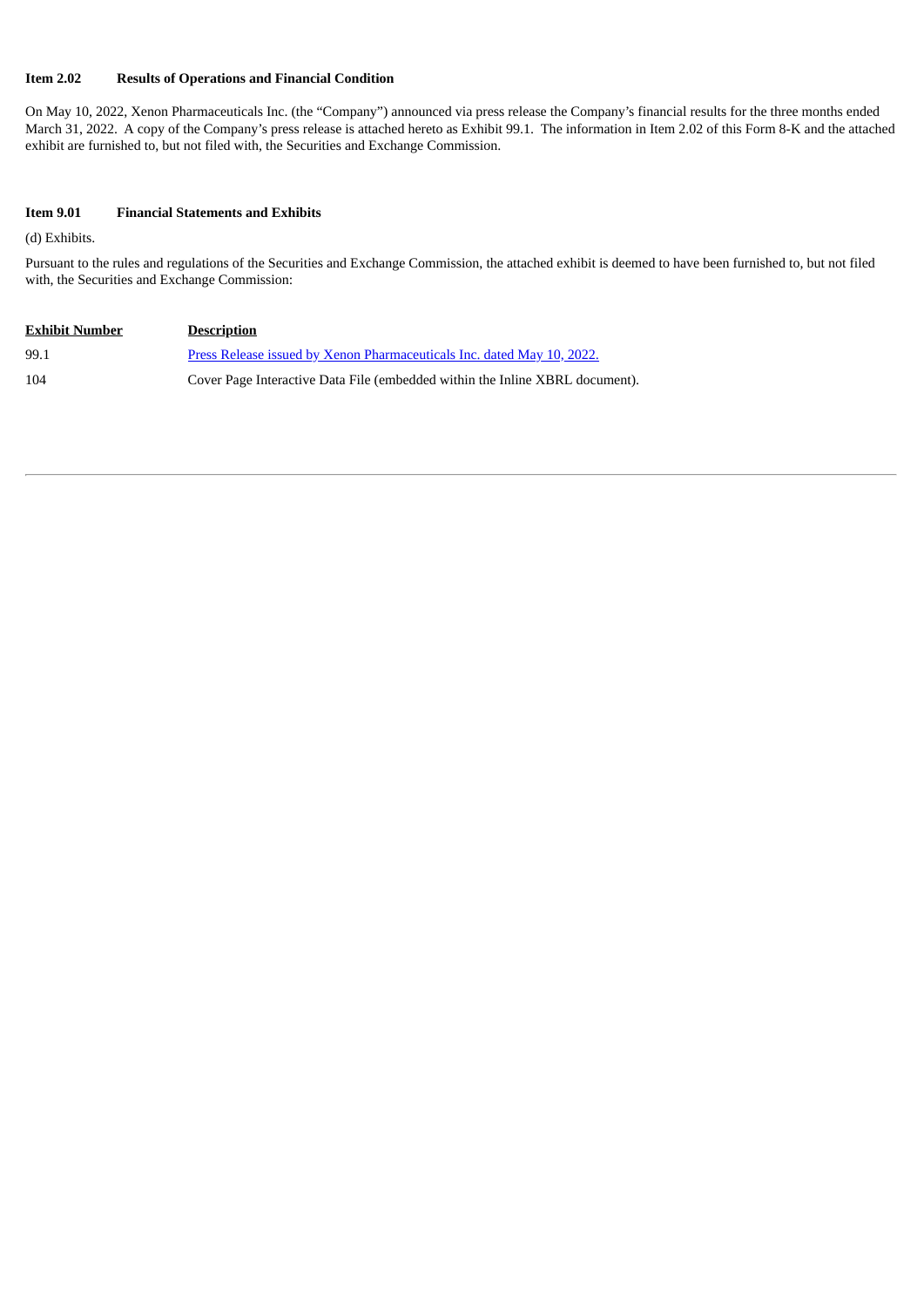**Item 2.02 Results of Operations and Financial Condition**

On May 10, 2022, Xenon Pharmaceuticals Inc. (the "Company") announced via press release the Company's financial results for the three months ended March 31, 2022. A copy of the Company's press release is attached hereto as Exhibit 99.1. The information in Item 2.02 of this Form 8-K and the attached exhibit are furnished to, but not filed with, the Securities and Exchange Commission.

**Item 9.01 Financial Statements and Exhibits**

(d) Exhibits.

Pursuant to the rules and regulations of the Securities and Exchange Commission, the attached exhibit is deemed to have been furnished to, but not filed with, the Securities and Exchange Commission:

| Exhibit Number | Description |
|---|---|
| 99.1 | Press Release issued by Xenon Pharmaceuticals Inc. dated May 10, 2022. |
| 104 | Cover Page Interactive Data File (embedded within the Inline XBRL document). |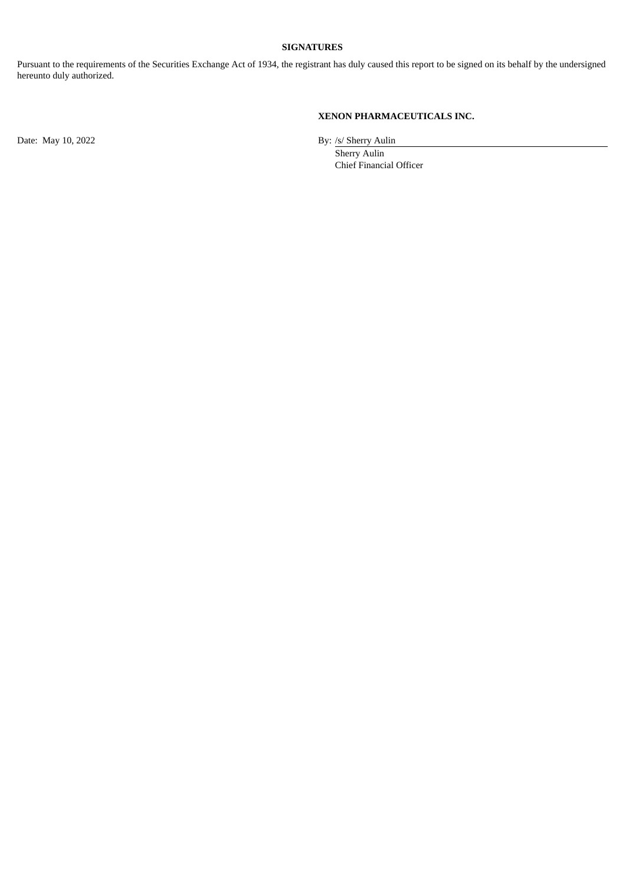## SIGNATURES

Pursuant to the requirements of the Securities Exchange Act of 1934, the registrant has duly caused this report to be signed on its behalf by the undersigned hereunto duly authorized.

**XENON PHARMACEUTICALS INC.**

Date: May 10, 2022

By: /s/ Sherry Aulin

Sherry Aulin
Chief Financial Officer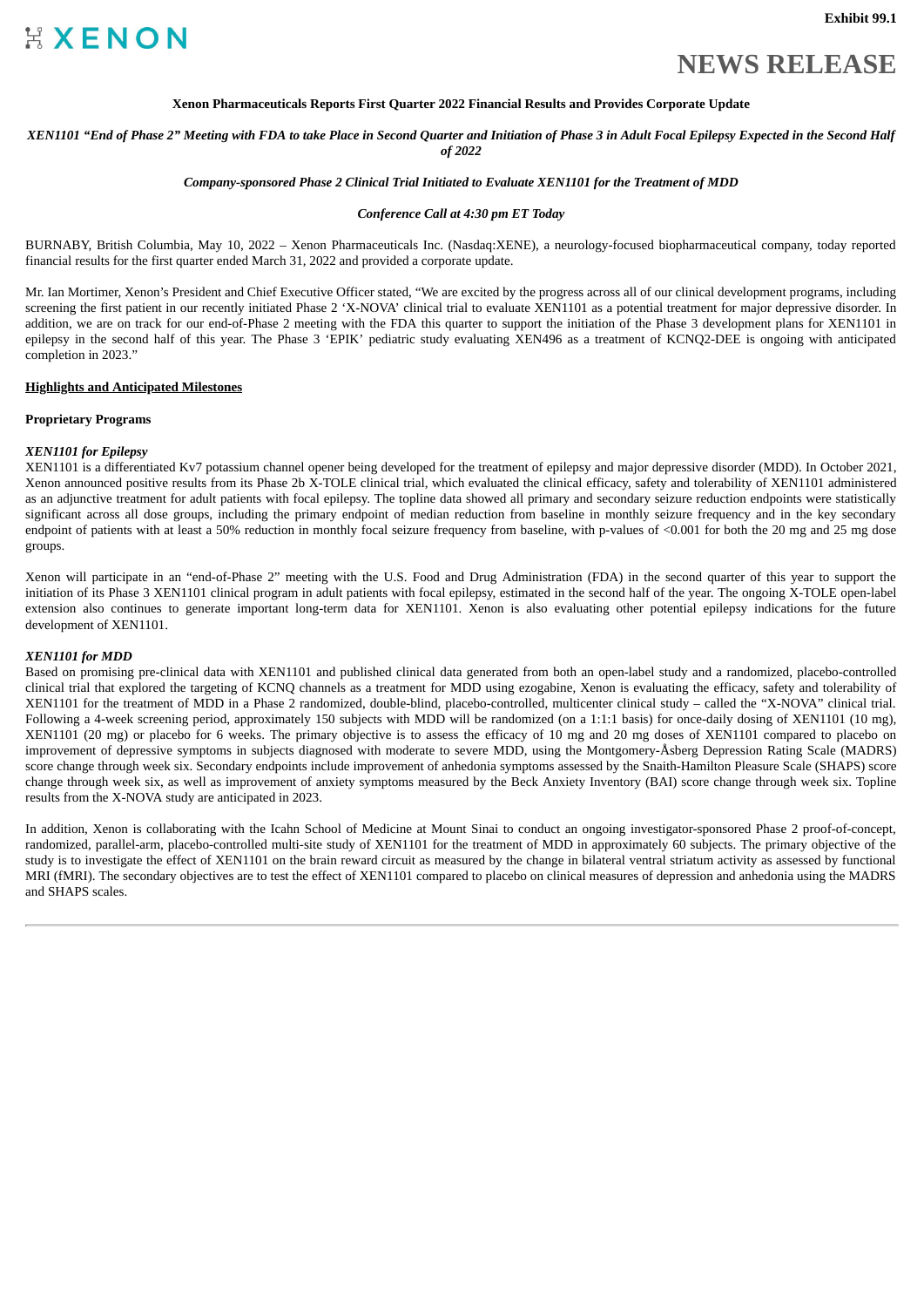**Exhibit 99.1**

XENON

# NEWS RELEASE

**Xenon Pharmaceuticals Reports First Quarter 2022 Financial Results and Provides Corporate Update**

***XEN1101 "End of Phase 2" Meeting with FDA to take Place in Second Quarter and Initiation of Phase 3 in Adult Focal Epilepsy Expected in the Second Half of 2022***

***Company-sponsored Phase 2 Clinical Trial Initiated to Evaluate XEN1101 for the Treatment of MDD***

***Conference Call at 4:30 pm ET Today***

BURNABY, British Columbia, May 10, 2022 – Xenon Pharmaceuticals Inc. (Nasdaq:XENE), a neurology-focused biopharmaceutical company, today reported financial results for the first quarter ended March 31, 2022 and provided a corporate update.

Mr. Ian Mortimer, Xenon's President and Chief Executive Officer stated, "We are excited by the progress across all of our clinical development programs, including screening the first patient in our recently initiated Phase 2 'X-NOVA' clinical trial to evaluate XEN1101 as a potential treatment for major depressive disorder. In addition, we are on track for our end-of-Phase 2 meeting with the FDA this quarter to support the initiation of the Phase 3 development plans for XEN1101 in epilepsy in the second half of this year. The Phase 3 'EPIK' pediatric study evaluating XEN496 as a treatment of KCNQ2-DEE is ongoing with anticipated completion in 2023."

**Highlights and Anticipated Milestones**

**Proprietary Programs**

***XEN1101 for Epilepsy***

XEN1101 is a differentiated Kv7 potassium channel opener being developed for the treatment of epilepsy and major depressive disorder (MDD). In October 2021, Xenon announced positive results from its Phase 2b X-TOLE clinical trial, which evaluated the clinical efficacy, safety and tolerability of XEN1101 administered as an adjunctive treatment for adult patients with focal epilepsy. The topline data showed all primary and secondary seizure reduction endpoints were statistically significant across all dose groups, including the primary endpoint of median reduction from baseline in monthly seizure frequency and in the key secondary endpoint of patients with at least a 50% reduction in monthly focal seizure frequency from baseline, with p-values of <0.001 for both the 20 mg and 25 mg dose groups.

Xenon will participate in an "end-of-Phase 2" meeting with the U.S. Food and Drug Administration (FDA) in the second quarter of this year to support the initiation of its Phase 3 XEN1101 clinical program in adult patients with focal epilepsy, estimated in the second half of the year. The ongoing X-TOLE open-label extension also continues to generate important long-term data for XEN1101. Xenon is also evaluating other potential epilepsy indications for the future development of XEN1101.

***XEN1101 for MDD***

Based on promising pre-clinical data with XEN1101 and published clinical data generated from both an open-label study and a randomized, placebo-controlled clinical trial that explored the targeting of KCNQ channels as a treatment for MDD using ezogabine, Xenon is evaluating the efficacy, safety and tolerability of XEN1101 for the treatment of MDD in a Phase 2 randomized, double-blind, placebo-controlled, multicenter clinical study – called the "X-NOVA" clinical trial. Following a 4-week screening period, approximately 150 subjects with MDD will be randomized (on a 1:1:1 basis) for once-daily dosing of XEN1101 (10 mg), XEN1101 (20 mg) or placebo for 6 weeks. The primary objective is to assess the efficacy of 10 mg and 20 mg doses of XEN1101 compared to placebo on improvement of depressive symptoms in subjects diagnosed with moderate to severe MDD, using the Montgomery-Åsberg Depression Rating Scale (MADRS) score change through week six. Secondary endpoints include improvement of anhedonia symptoms assessed by the Snaith-Hamilton Pleasure Scale (SHAPS) score change through week six, as well as improvement of anxiety symptoms measured by the Beck Anxiety Inventory (BAI) score change through week six. Topline results from the X-NOVA study are anticipated in 2023.

In addition, Xenon is collaborating with the Icahn School of Medicine at Mount Sinai to conduct an ongoing investigator-sponsored Phase 2 proof-of-concept, randomized, parallel-arm, placebo-controlled multi-site study of XEN1101 for the treatment of MDD in approximately 60 subjects. The primary objective of the study is to investigate the effect of XEN1101 on the brain reward circuit as measured by the change in bilateral ventral striatum activity as assessed by functional MRI (fMRI). The secondary objectives are to test the effect of XEN1101 compared to placebo on clinical measures of depression and anhedonia using the MADRS and SHAPS scales.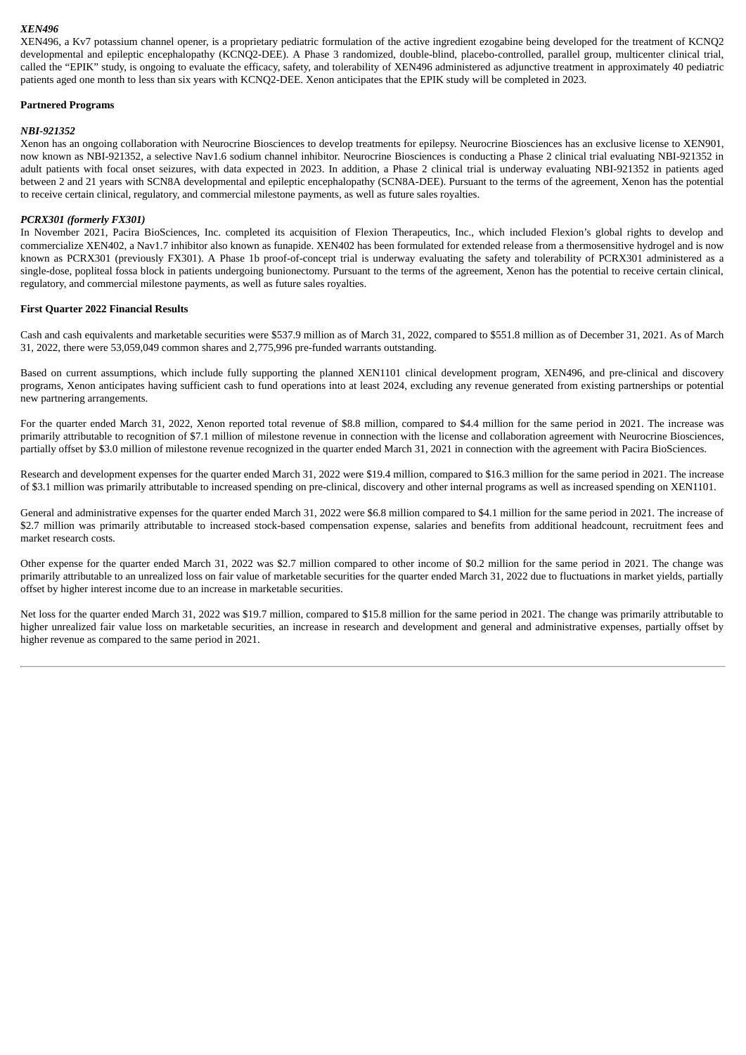***XEN496***

XEN496, a Kv7 potassium channel opener, is a proprietary pediatric formulation of the active ingredient ezogabine being developed for the treatment of KCNQ2 developmental and epileptic encephalopathy (KCNQ2-DEE). A Phase 3 randomized, double-blind, placebo-controlled, parallel group, multicenter clinical trial, called the "EPIK" study, is ongoing to evaluate the efficacy, safety, and tolerability of XEN496 administered as adjunctive treatment in approximately 40 pediatric patients aged one month to less than six years with KCNQ2-DEE. Xenon anticipates that the EPIK study will be completed in 2023.

**Partnered Programs**

***NBI-921352***

Xenon has an ongoing collaboration with Neurocrine Biosciences to develop treatments for epilepsy. Neurocrine Biosciences has an exclusive license to XEN901, now known as NBI-921352, a selective Nav1.6 sodium channel inhibitor. Neurocrine Biosciences is conducting a Phase 2 clinical trial evaluating NBI-921352 in adult patients with focal onset seizures, with data expected in 2023. In addition, a Phase 2 clinical trial is underway evaluating NBI-921352 in patients aged between 2 and 21 years with SCN8A developmental and epileptic encephalopathy (SCN8A-DEE). Pursuant to the terms of the agreement, Xenon has the potential to receive certain clinical, regulatory, and commercial milestone payments, as well as future sales royalties.

***PCRX301 (formerly FX301)***

In November 2021, Pacira BioSciences, Inc. completed its acquisition of Flexion Therapeutics, Inc., which included Flexion's global rights to develop and commercialize XEN402, a Nav1.7 inhibitor also known as funapide. XEN402 has been formulated for extended release from a thermosensitive hydrogel and is now known as PCRX301 (previously FX301). A Phase 1b proof-of-concept trial is underway evaluating the safety and tolerability of PCRX301 administered as a single-dose, popliteal fossa block in patients undergoing bunionectomy. Pursuant to the terms of the agreement, Xenon has the potential to receive certain clinical, regulatory, and commercial milestone payments, as well as future sales royalties.

**First Quarter 2022 Financial Results**

Cash and cash equivalents and marketable securities were $537.9 million as of March 31, 2022, compared to $551.8 million as of December 31, 2021. As of March 31, 2022, there were 53,059,049 common shares and 2,775,996 pre-funded warrants outstanding.

Based on current assumptions, which include fully supporting the planned XEN1101 clinical development program, XEN496, and pre-clinical and discovery programs, Xenon anticipates having sufficient cash to fund operations into at least 2024, excluding any revenue generated from existing partnerships or potential new partnering arrangements.

For the quarter ended March 31, 2022, Xenon reported total revenue of $8.8 million, compared to $4.4 million for the same period in 2021. The increase was primarily attributable to recognition of $7.1 million of milestone revenue in connection with the license and collaboration agreement with Neurocrine Biosciences, partially offset by $3.0 million of milestone revenue recognized in the quarter ended March 31, 2021 in connection with the agreement with Pacira BioSciences.

Research and development expenses for the quarter ended March 31, 2022 were $19.4 million, compared to $16.3 million for the same period in 2021. The increase of $3.1 million was primarily attributable to increased spending on pre-clinical, discovery and other internal programs as well as increased spending on XEN1101.

General and administrative expenses for the quarter ended March 31, 2022 were $6.8 million compared to $4.1 million for the same period in 2021. The increase of $2.7 million was primarily attributable to increased stock-based compensation expense, salaries and benefits from additional headcount, recruitment fees and market research costs.

Other expense for the quarter ended March 31, 2022 was $2.7 million compared to other income of $0.2 million for the same period in 2021. The change was primarily attributable to an unrealized loss on fair value of marketable securities for the quarter ended March 31, 2022 due to fluctuations in market yields, partially offset by higher interest income due to an increase in marketable securities.

Net loss for the quarter ended March 31, 2022 was $19.7 million, compared to $15.8 million for the same period in 2021. The change was primarily attributable to higher unrealized fair value loss on marketable securities, an increase in research and development and general and administrative expenses, partially offset by higher revenue as compared to the same period in 2021.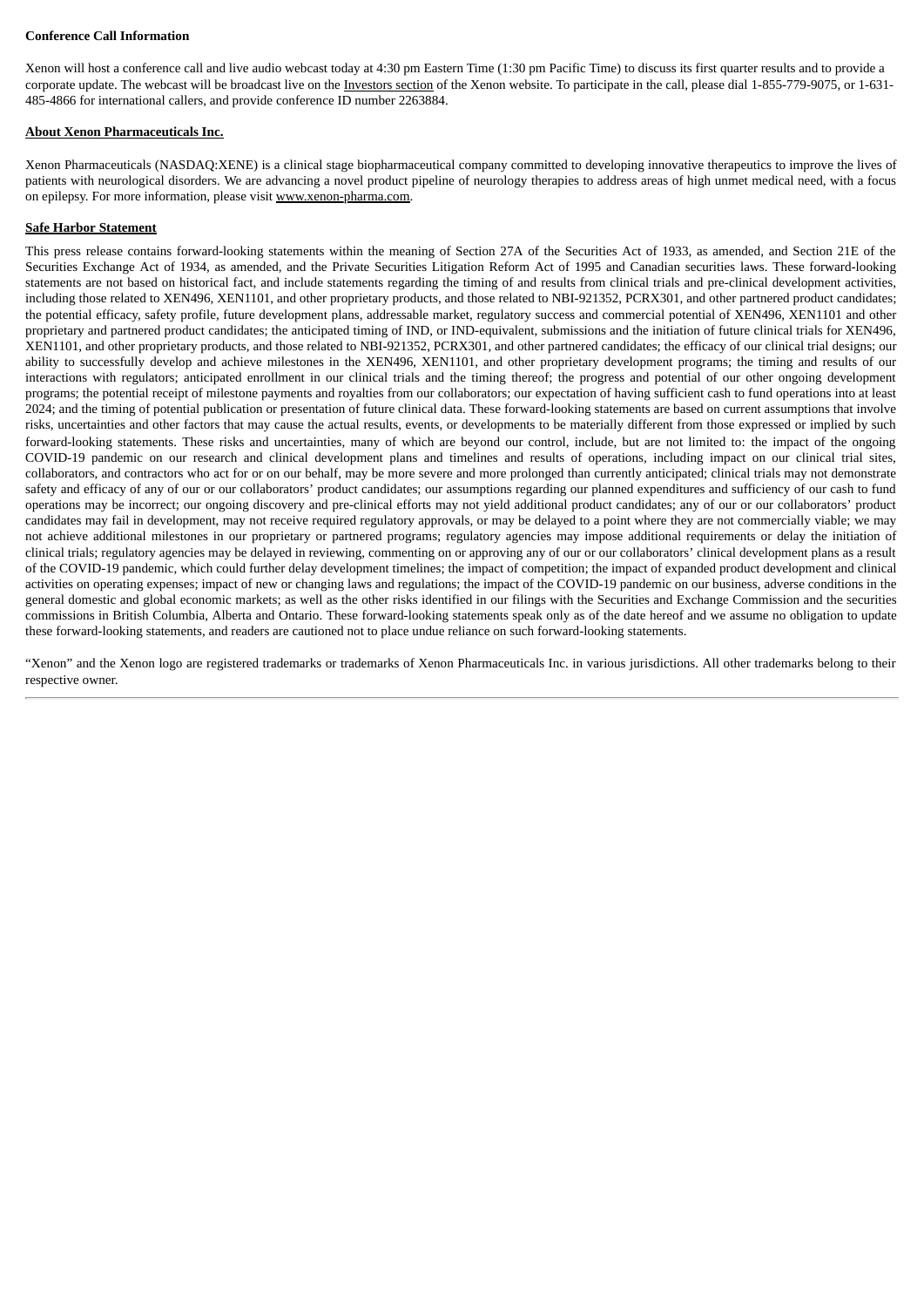**Conference Call Information**

Xenon will host a conference call and live audio webcast today at 4:30 pm Eastern Time (1:30 pm Pacific Time) to discuss its first quarter results and to provide a corporate update. The webcast will be broadcast live on the Investors section of the Xenon website. To participate in the call, please dial 1-855-779-9075, or 1-631-485-4866 for international callers, and provide conference ID number 2263884.

**About Xenon Pharmaceuticals Inc.**

Xenon Pharmaceuticals (NASDAQ:XENE) is a clinical stage biopharmaceutical company committed to developing innovative therapeutics to improve the lives of patients with neurological disorders. We are advancing a novel product pipeline of neurology therapies to address areas of high unmet medical need, with a focus on epilepsy. For more information, please visit www.xenon-pharma.com.

**Safe Harbor Statement**

This press release contains forward-looking statements within the meaning of Section 27A of the Securities Act of 1933, as amended, and Section 21E of the Securities Exchange Act of 1934, as amended, and the Private Securities Litigation Reform Act of 1995 and Canadian securities laws. These forward-looking statements are not based on historical fact, and include statements regarding the timing of and results from clinical trials and pre-clinical development activities, including those related to XEN496, XEN1101, and other proprietary products, and those related to NBI-921352, PCRX301, and other partnered product candidates; the potential efficacy, safety profile, future development plans, addressable market, regulatory success and commercial potential of XEN496, XEN1101 and other proprietary and partnered product candidates; the anticipated timing of IND, or IND-equivalent, submissions and the initiation of future clinical trials for XEN496, XEN1101, and other proprietary products, and those related to NBI-921352, PCRX301, and other partnered candidates; the efficacy of our clinical trial designs; our ability to successfully develop and achieve milestones in the XEN496, XEN1101, and other proprietary development programs; the timing and results of our interactions with regulators; anticipated enrollment in our clinical trials and the timing thereof; the progress and potential of our other ongoing development programs; the potential receipt of milestone payments and royalties from our collaborators; our expectation of having sufficient cash to fund operations into at least 2024; and the timing of potential publication or presentation of future clinical data. These forward-looking statements are based on current assumptions that involve risks, uncertainties and other factors that may cause the actual results, events, or developments to be materially different from those expressed or implied by such forward-looking statements. These risks and uncertainties, many of which are beyond our control, include, but are not limited to: the impact of the ongoing COVID-19 pandemic on our research and clinical development plans and timelines and results of operations, including impact on our clinical trial sites, collaborators, and contractors who act for or on our behalf, may be more severe and more prolonged than currently anticipated; clinical trials may not demonstrate safety and efficacy of any of our or our collaborators' product candidates; our assumptions regarding our planned expenditures and sufficiency of our cash to fund operations may be incorrect; our ongoing discovery and pre-clinical efforts may not yield additional product candidates; any of our or our collaborators' product candidates may fail in development, may not receive required regulatory approvals, or may be delayed to a point where they are not commercially viable; we may not achieve additional milestones in our proprietary or partnered programs; regulatory agencies may impose additional requirements or delay the initiation of clinical trials; regulatory agencies may be delayed in reviewing, commenting on or approving any of our or our collaborators' clinical development plans as a result of the COVID-19 pandemic, which could further delay development timelines; the impact of competition; the impact of expanded product development and clinical activities on operating expenses; impact of new or changing laws and regulations; the impact of the COVID-19 pandemic on our business, adverse conditions in the general domestic and global economic markets; as well as the other risks identified in our filings with the Securities and Exchange Commission and the securities commissions in British Columbia, Alberta and Ontario. These forward-looking statements speak only as of the date hereof and we assume no obligation to update these forward-looking statements, and readers are cautioned not to place undue reliance on such forward-looking statements.

"Xenon" and the Xenon logo are registered trademarks or trademarks of Xenon Pharmaceuticals Inc. in various jurisdictions. All other trademarks belong to their respective owner.

---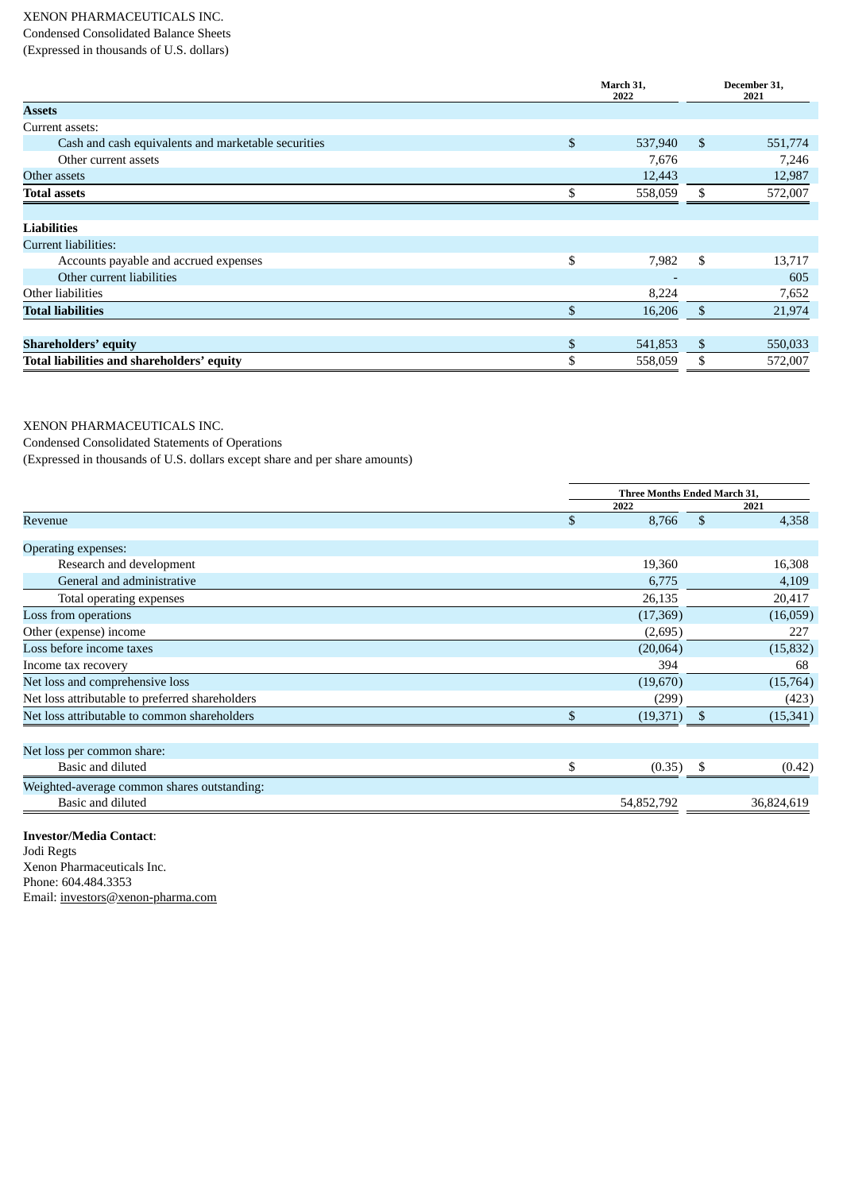XENON PHARMACEUTICALS INC.
Condensed Consolidated Balance Sheets
(Expressed in thousands of U.S. dollars)

| | March 31, 2022 | December 31, 2021 |
|---|---|---|
| **Assets** | | |
| Current assets: | | |
| Cash and cash equivalents and marketable securities | $ 537,940 | $ 551,774 |
| Other current assets | 7,676 | 7,246 |
| Other assets | 12,443 | 12,987 |
| **Total assets** | $ 558,059 | $ 572,007 |
| | | |
| **Liabilities** | | |
| Current liabilities: | | |
| Accounts payable and accrued expenses | $ 7,982 | $ 13,717 |
| Other current liabilities | - | 605 |
| Other liabilities | 8,224 | 7,652 |
| **Total liabilities** | $ 16,206 | $ 21,974 |
| | | |
| **Shareholders' equity** | $ 541,853 | $ 550,033 |
| **Total liabilities and shareholders' equity** | $ 558,059 | $ 572,007 |

XENON PHARMACEUTICALS INC.
Condensed Consolidated Statements of Operations
(Expressed in thousands of U.S. dollars except share and per share amounts)

| | Three Months Ended March 31, | |
|---|---|---|
| | 2022 | 2021 |
| Revenue | $ 8,766 | $ 4,358 |
| | | |
| Operating expenses: | | |
| Research and development | 19,360 | 16,308 |
| General and administrative | 6,775 | 4,109 |
| Total operating expenses | 26,135 | 20,417 |
| Loss from operations | (17,369) | (16,059) |
| Other (expense) income | (2,695) | 227 |
| Loss before income taxes | (20,064) | (15,832) |
| Income tax recovery | 394 | 68 |
| Net loss and comprehensive loss | (19,670) | (15,764) |
| Net loss attributable to preferred shareholders | (299) | (423) |
| Net loss attributable to common shareholders | $ (19,371) | $ (15,341) |
| | | |
| Net loss per common share: | | |
| Basic and diluted | $ (0.35) | $ (0.42) |
| Weighted-average common shares outstanding: | | |
| Basic and diluted | 54,852,792 | 36,824,619 |

**Investor/Media Contact**:
Jodi Regts
Xenon Pharmaceuticals Inc.
Phone: 604.484.3353
Email: investors@xenon-pharma.com